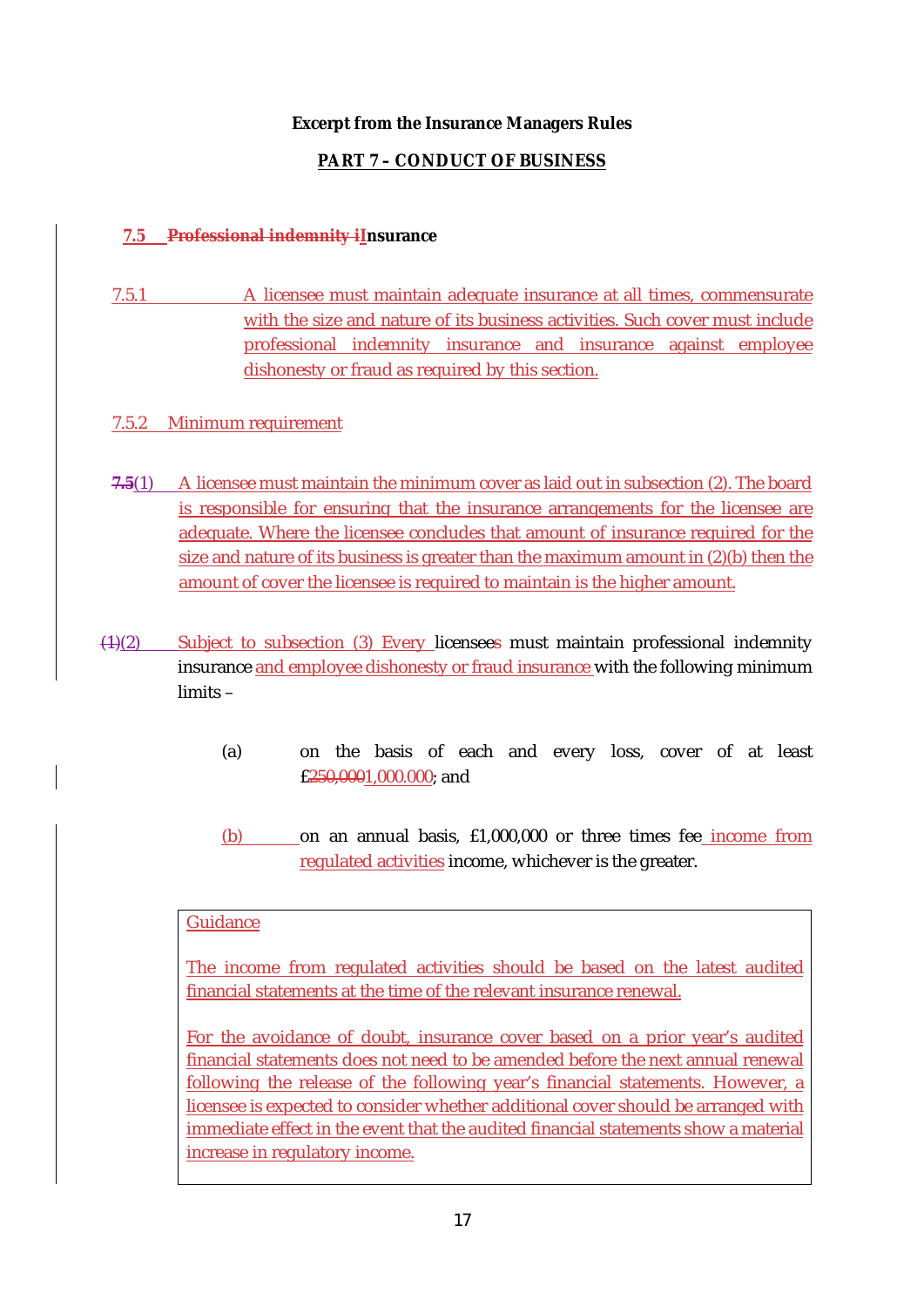**Excerpt from the Insurance Managers Rules**

**PART 7 – CONDUCT OF BUSINESS**

### 7.5 ~~Professional indemnity i~~Insurance

7.5.1 A licensee must maintain adequate insurance at all times, commensurate with the size and nature of its business activities. Such cover must include professional indemnity insurance and insurance against employee dishonesty or fraud as required by this section.

7.5.2 Minimum requirement

~~7.5~~(1) A licensee must maintain the minimum cover as laid out in subsection (2). The board is responsible for ensuring that the insurance arrangements for the licensee are adequate. Where the licensee concludes that amount of insurance required for the size and nature of its business is greater than the maximum amount in (2)(b) then the amount of cover the licensee is required to maintain is the higher amount.

~~(1)~~(2) Subject to subsection (3) Every licensees must maintain professional indemnity insurance and employee dishonesty or fraud insurance with the following minimum limits –

(a) on the basis of each and every loss, cover of at least £~~250,000~~1,000,000; and

(b) on an annual basis, £1,000,000 or three times fee income from regulated activities income, whichever is the greater.

> Guidance
>
> The income from regulated activities should be based on the latest audited financial statements at the time of the relevant insurance renewal.
>
> For the avoidance of doubt, insurance cover based on a prior year's audited financial statements does not need to be amended before the next annual renewal following the release of the following year's financial statements. However, a licensee is expected to consider whether additional cover should be arranged with immediate effect in the event that the audited financial statements show a material increase in regulatory income.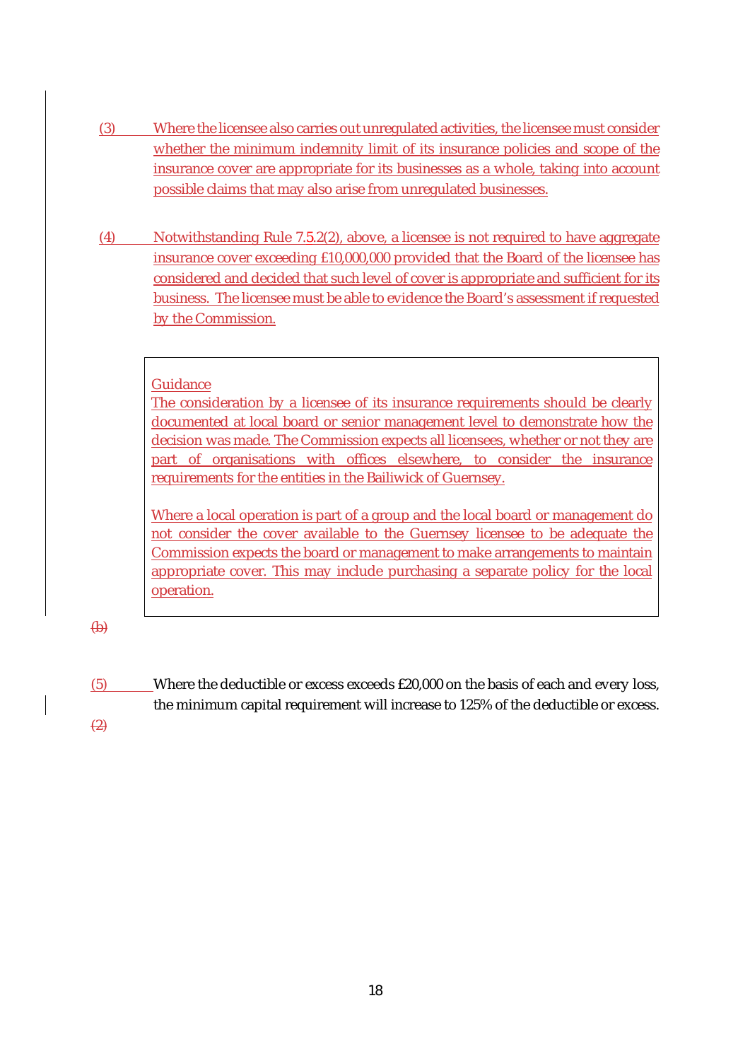(3) Where the licensee also carries out unregulated activities, the licensee must consider whether the minimum indemnity limit of its insurance policies and scope of the insurance cover are appropriate for its businesses as a whole, taking into account possible claims that may also arise from unregulated businesses.

(4) Notwithstanding Rule 7.5.2(2), above, a licensee is not required to have aggregate insurance cover exceeding £10,000,000 provided that the Board of the licensee has considered and decided that such level of cover is appropriate and sufficient for its business. The licensee must be able to evidence the Board's assessment if requested by the Commission.

> Guidance
>
> The consideration by a licensee of its insurance requirements should be clearly documented at local board or senior management level to demonstrate how the decision was made. The Commission expects all licensees, whether or not they are part of organisations with offices elsewhere, to consider the insurance requirements for the entities in the Bailiwick of Guernsey.
>
> Where a local operation is part of a group and the local board or management do not consider the cover available to the Guernsey licensee to be adequate the Commission expects the board or management to make arrangements to maintain appropriate cover. This may include purchasing a separate policy for the local operation.

~~(b)~~

(5) Where the deductible or excess exceeds £20,000 on the basis of each and every loss, the minimum capital requirement will increase to 125% of the deductible or excess.

~~(2)~~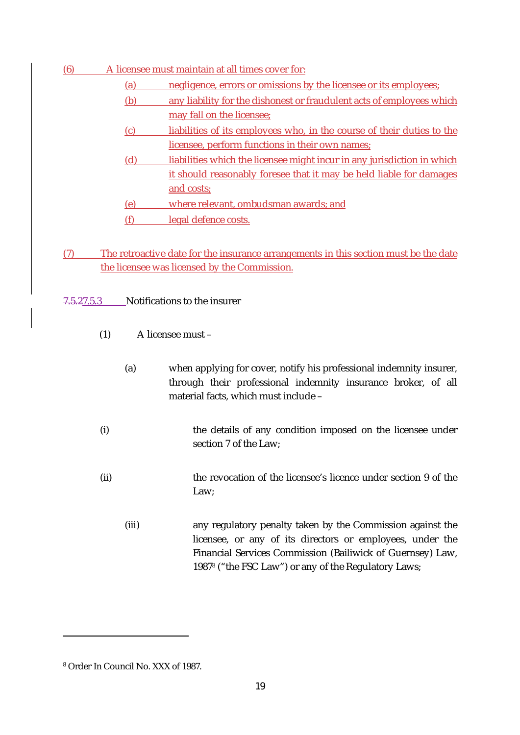(6) A licensee must maintain at all times cover for:

(a) negligence, errors or omissions by the licensee or its employees;

(b) any liability for the dishonest or fraudulent acts of employees which may fall on the licensee;

(c) liabilities of its employees who, in the course of their duties to the licensee, perform functions in their own names;

(d) liabilities which the licensee might incur in any jurisdiction in which it should reasonably foresee that it may be held liable for damages and costs;

(e) where relevant, ombudsman awards; and

(f) legal defence costs.

(7) The retroactive date for the insurance arrangements in this section must be the date the licensee was licensed by the Commission.

~~7.5.2~~7.5.3 Notifications to the insurer

(1) A licensee must –

(a) when applying for cover, notify his professional indemnity insurer, through their professional indemnity insurance broker, of all material facts, which must include –

(i) the details of any condition imposed on the licensee under section 7 of the Law;

(ii) the revocation of the licensee's licence under section 9 of the Law;

(iii) any regulatory penalty taken by the Commission against the licensee, or any of its directors or employees, under the Financial Services Commission (Bailiwick of Guernsey) Law, 1987[8] ("the FSC Law") or any of the Regulatory Laws;

[8] Order In Council No. XXX of 1987.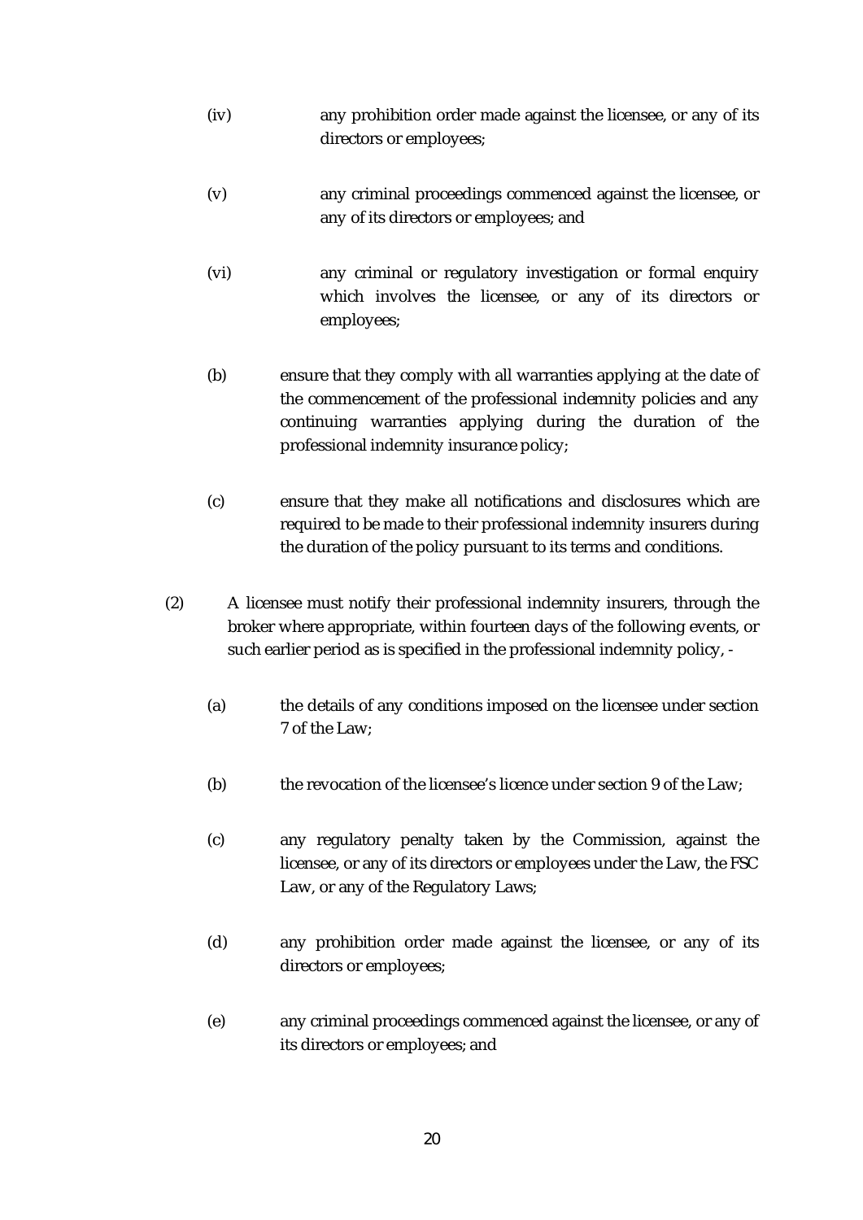(iv) any prohibition order made against the licensee, or any of its directors or employees;

(v) any criminal proceedings commenced against the licensee, or any of its directors or employees; and

(vi) any criminal or regulatory investigation or formal enquiry which involves the licensee, or any of its directors or employees;

(b) ensure that they comply with all warranties applying at the date of the commencement of the professional indemnity policies and any continuing warranties applying during the duration of the professional indemnity insurance policy;

(c) ensure that they make all notifications and disclosures which are required to be made to their professional indemnity insurers during the duration of the policy pursuant to its terms and conditions.

(2) A licensee must notify their professional indemnity insurers, through the broker where appropriate, within fourteen days of the following events, or such earlier period as is specified in the professional indemnity policy, -

(a) the details of any conditions imposed on the licensee under section 7 of the Law;

(b) the revocation of the licensee's licence under section 9 of the Law;

(c) any regulatory penalty taken by the Commission, against the licensee, or any of its directors or employees under the Law, the FSC Law, or any of the Regulatory Laws;

(d) any prohibition order made against the licensee, or any of its directors or employees;

(e) any criminal proceedings commenced against the licensee, or any of its directors or employees; and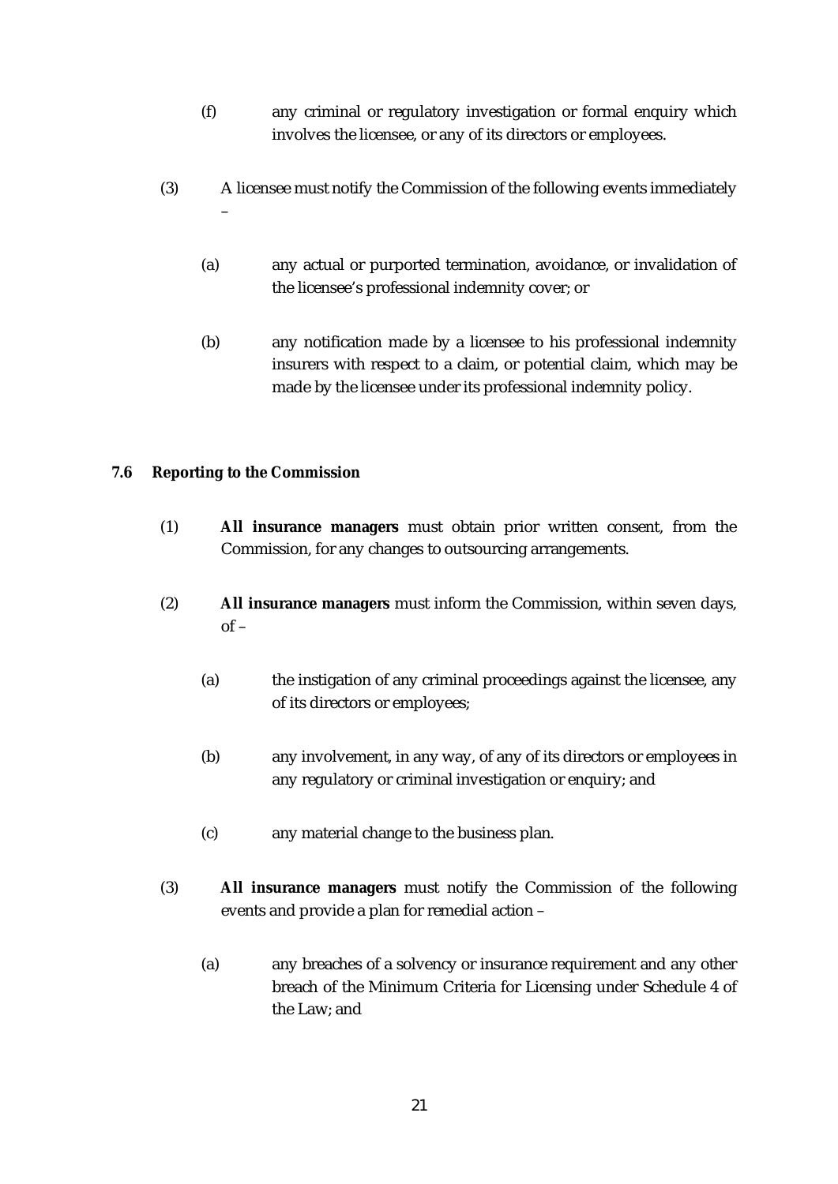(f) any criminal or regulatory investigation or formal enquiry which involves the licensee, or any of its directors or employees.

(3) A licensee must notify the Commission of the following events immediately –

(a) any actual or purported termination, avoidance, or invalidation of the licensee's professional indemnity cover; or

(b) any notification made by a licensee to his professional indemnity insurers with respect to a claim, or potential claim, which may be made by the licensee under its professional indemnity policy.

**7.6 Reporting to the Commission**

(1) **All insurance managers** must obtain prior written consent, from the Commission, for any changes to outsourcing arrangements.

(2) **All insurance managers** must inform the Commission, within seven days, of –

(a) the instigation of any criminal proceedings against the licensee, any of its directors or employees;

(b) any involvement, in any way, of any of its directors or employees in any regulatory or criminal investigation or enquiry; and

(c) any material change to the business plan.

(3) **All insurance managers** must notify the Commission of the following events and provide a plan for remedial action –

(a) any breaches of a solvency or insurance requirement and any other breach of the Minimum Criteria for Licensing under Schedule 4 of the Law; and